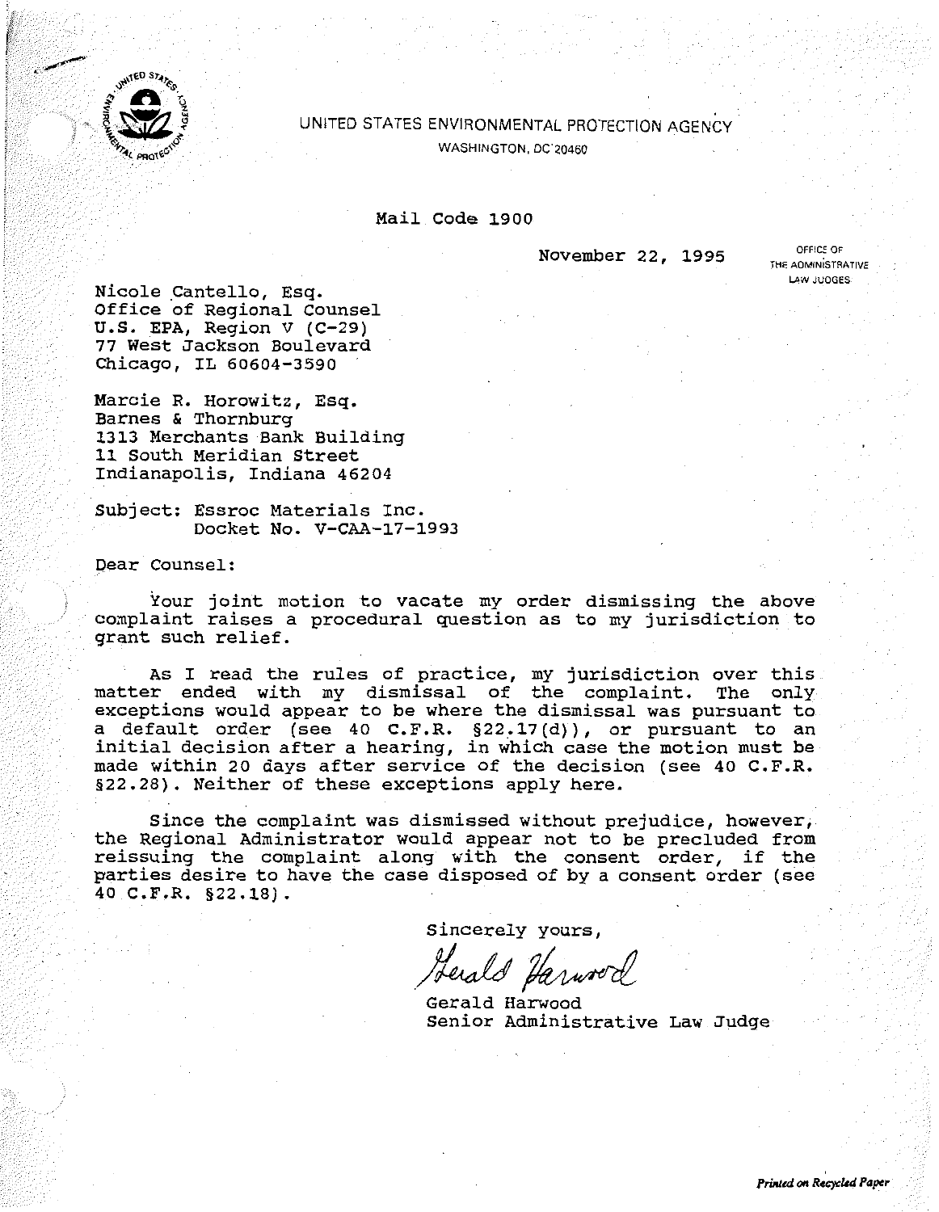UNITED STATES ENVIRONMENTAL PROTECTION AGENCY
WASHINGTON, DC 20460

Mail Code 1900

November 22, 1995

OFFICE OF THE ADMINISTRATIVE LAW JUDGES

Nicole Cantello, Esq.
Office of Regional Counsel
U.S. EPA, Region V (C-29)
77 West Jackson Boulevard
Chicago, IL 60604-3590

Marcie R. Horowitz, Esq.
Barnes & Thornburg
1313 Merchants Bank Building
11 South Meridian Street
Indianapolis, Indiana 46204

Subject: Essroc Materials Inc.
Docket No. V-CAA-17-1993

Dear Counsel:

Your joint motion to vacate my order dismissing the above complaint raises a procedural question as to my jurisdiction to grant such relief.

As I read the rules of practice, my jurisdiction over this matter ended with my dismissal of the complaint. The only exceptions would appear to be where the dismissal was pursuant to a default order (see 40 C.F.R. §22.17(d)), or pursuant to an initial decision after a hearing, in which case the motion must be made within 20 days after service of the decision (see 40 C.F.R. §22.28). Neither of these exceptions apply here.

Since the complaint was dismissed without prejudice, however, the Regional Administrator would appear not to be precluded from reissuing the complaint along with the consent order, if the parties desire to have the case disposed of by a consent order (see 40 C.F.R. §22.18).

Sincerely yours,

Gerald Harwood

Gerald Harwood
Senior Administrative Law Judge

*Printed on Recycled Paper*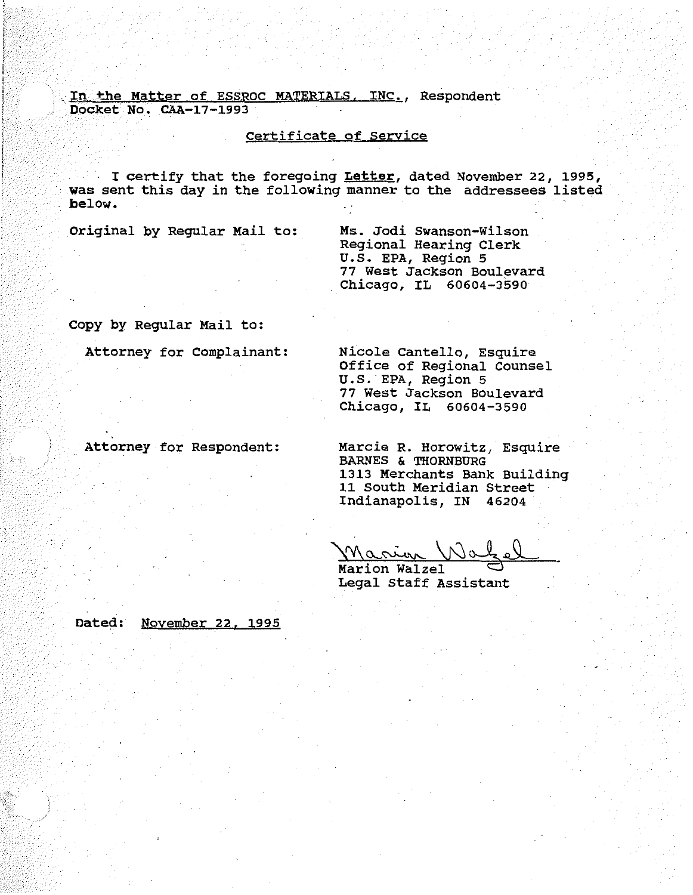<u>In the Matter of ESSROC MATERIALS, INC.</u>, Respondent
Docket No. CAA-17-1993

<u>Certificate of Service</u>

I certify that the foregoing **Letter**, dated November 22, 1995, was sent this day in the following manner to the addressees listed below.

Original by Regular Mail to:

Ms. Jodi Swanson-Wilson
Regional Hearing Clerk
U.S. EPA, Region 5
77 West Jackson Boulevard
Chicago, IL 60604-3590

Copy by Regular Mail to:

Attorney for Complainant:

Nicole Cantello, Esquire
Office of Regional Counsel
U.S. EPA, Region 5
77 West Jackson Boulevard
Chicago, IL 60604-3590

Attorney for Respondent:

Marcie R. Horowitz, Esquire
BARNES & THORNBURG
1313 Merchants Bank Building
11 South Meridian Street
Indianapolis, IN 46204

Marion Walzel
Marion Walzel
Legal Staff Assistant

Dated: <u>November 22, 1995</u>